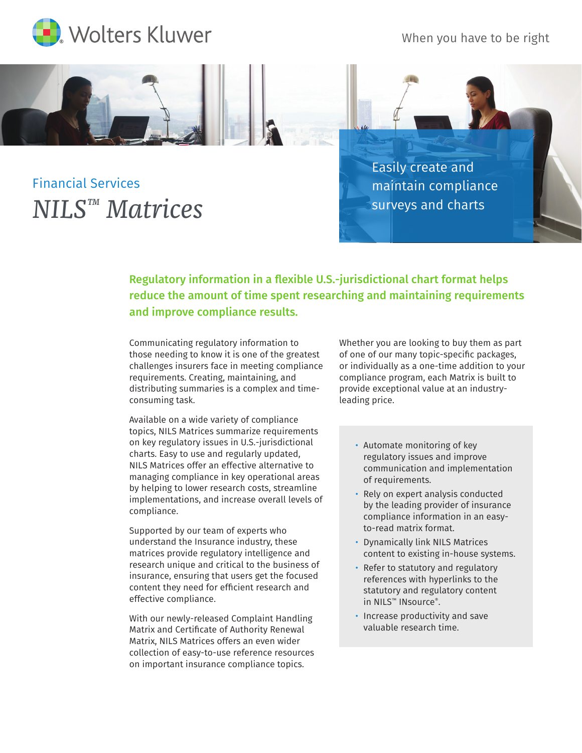Wolters Kluwer

When you have to be right

Financial Services

# *NILS™ Matrices*

Easily create and maintain compliance surveys and charts

## Regulatory information in a flexible U.S.-jurisdictional chart format helps reduce the amount of time spent researching and maintaining requirements and improve compliance results.

Communicating regulatory information to those needing to know it is one of the greatest challenges insurers face in meeting compliance requirements. Creating, maintaining, and distributing summaries is a complex and time-consuming task.

Available on a wide variety of compliance topics, NILS Matrices summarize requirements on key regulatory issues in U.S.-jurisdictional charts. Easy to use and regularly updated, NILS Matrices offer an effective alternative to managing compliance in key operational areas by helping to lower research costs, streamline implementations, and increase overall levels of compliance.

Supported by our team of experts who understand the Insurance industry, these matrices provide regulatory intelligence and research unique and critical to the business of insurance, ensuring that users get the focused content they need for efficient research and effective compliance.

With our newly-released Complaint Handling Matrix and Certificate of Authority Renewal Matrix, NILS Matrices offers an even wider collection of easy-to-use reference resources on important insurance compliance topics.

Whether you are looking to buy them as part of one of our many topic-specific packages, or individually as a one-time addition to your compliance program, each Matrix is built to provide exceptional value at an industry-leading price.

- Automate monitoring of key regulatory issues and improve communication and implementation of requirements.
- Rely on expert analysis conducted by the leading provider of insurance compliance information in an easy-to-read matrix format.
- Dynamically link NILS Matrices content to existing in-house systems.
- Refer to statutory and regulatory references with hyperlinks to the statutory and regulatory content in NILS™ INsource®.
- Increase productivity and save valuable research time.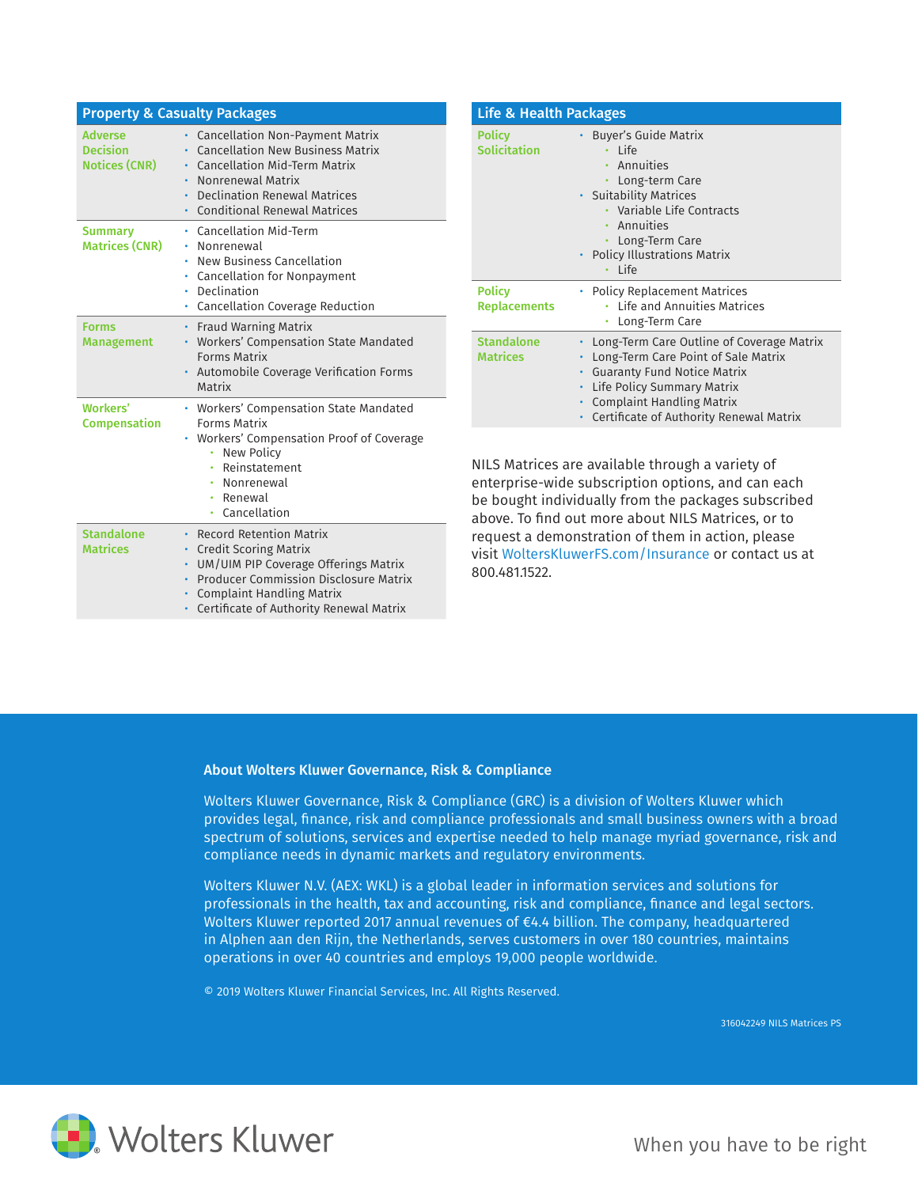## Property & Casualty Packages

| | |
|---|---|
| **Adverse Decision Notices (CNR)** | • Cancellation Non-Payment Matrix<br>• Cancellation New Business Matrix<br>• Cancellation Mid-Term Matrix<br>• Nonrenewal Matrix<br>• Declination Renewal Matrices<br>• Conditional Renewal Matrices |
| **Summary Matrices (CNR)** | • Cancellation Mid-Term<br>• Nonrenewal<br>• New Business Cancellation<br>• Cancellation for Nonpayment<br>• Declination<br>• Cancellation Coverage Reduction |
| **Forms Management** | • Fraud Warning Matrix<br>• Workers' Compensation State Mandated Forms Matrix<br>• Automobile Coverage Verification Forms Matrix |
| **Workers' Compensation** | • Workers' Compensation State Mandated Forms Matrix<br>• Workers' Compensation Proof of Coverage<br>  ◦ New Policy<br>  ◦ Reinstatement<br>  ◦ Nonrenewal<br>  ◦ Renewal<br>  ◦ Cancellation |
| **Standalone Matrices** | • Record Retention Matrix<br>• Credit Scoring Matrix<br>• UM/UIM PIP Coverage Offerings Matrix<br>• Producer Commission Disclosure Matrix<br>• Complaint Handling Matrix<br>• Certificate of Authority Renewal Matrix |

## Life & Health Packages

| | |
|---|---|
| **Policy Solicitation** | • Buyer's Guide Matrix<br>  ◦ Life<br>  ◦ Annuities<br>  ◦ Long-term Care<br>• Suitability Matrices<br>  ◦ Variable Life Contracts<br>  ◦ Annuities<br>  ◦ Long-Term Care<br>• Policy Illustrations Matrix<br>  ◦ Life |
| **Policy Replacements** | • Policy Replacement Matrices<br>  ◦ Life and Annuities Matrices<br>  ◦ Long-Term Care |
| **Standalone Matrices** | • Long-Term Care Outline of Coverage Matrix<br>• Long-Term Care Point of Sale Matrix<br>• Guaranty Fund Notice Matrix<br>• Life Policy Summary Matrix<br>• Complaint Handling Matrix<br>• Certificate of Authority Renewal Matrix |

NILS Matrices are available through a variety of enterprise-wide subscription options, and can each be bought individually from the packages subscribed above. To find out more about NILS Matrices, or to request a demonstration of them in action, please visit WoltersKluwerFS.com/Insurance or contact us at 800.481.1522.

### About Wolters Kluwer Governance, Risk & Compliance

Wolters Kluwer Governance, Risk & Compliance (GRC) is a division of Wolters Kluwer which provides legal, finance, risk and compliance professionals and small business owners with a broad spectrum of solutions, services and expertise needed to help manage myriad governance, risk and compliance needs in dynamic markets and regulatory environments.

Wolters Kluwer N.V. (AEX: WKL) is a global leader in information services and solutions for professionals in the health, tax and accounting, risk and compliance, finance and legal sectors. Wolters Kluwer reported 2017 annual revenues of €4.4 billion. The company, headquartered in Alphen aan den Rijn, the Netherlands, serves customers in over 180 countries, maintains operations in over 40 countries and employs 19,000 people worldwide.

© 2019 Wolters Kluwer Financial Services, Inc. All Rights Reserved.

316042249 NILS Matrices PS

Wolters Kluwer

When you have to be right